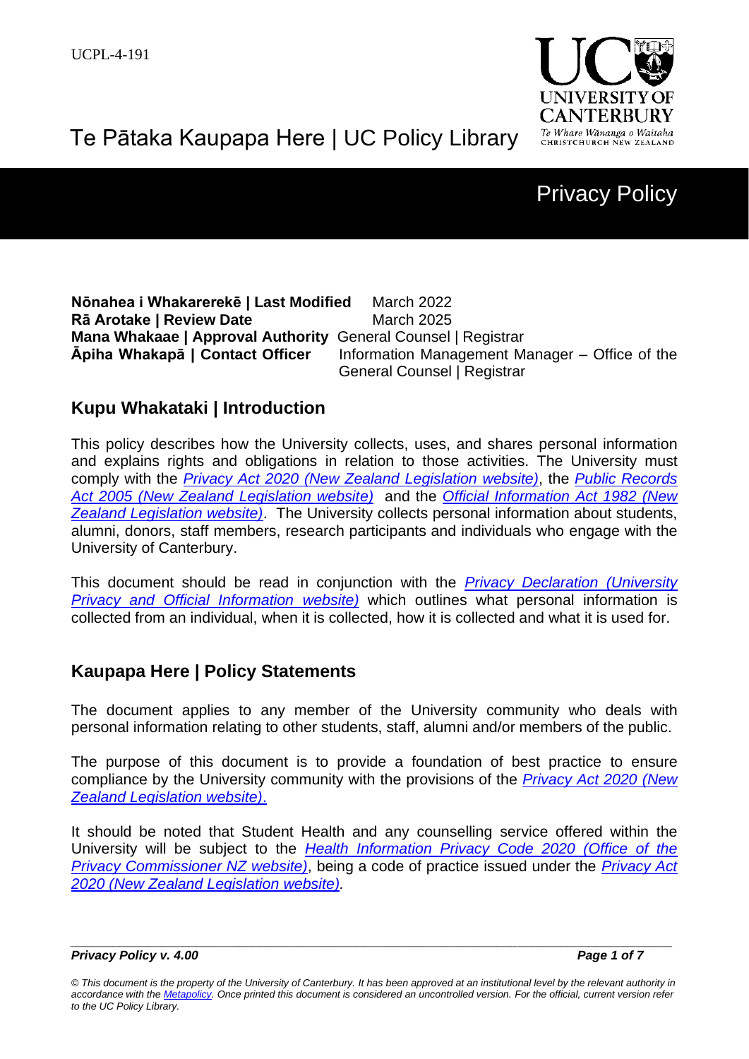UCPL-4-191

Te Pātaka Kaupapa Here | UC Policy Library

# Privacy Policy

**Nōnahea i Whakarerekē | Last Modified** March 2022
**Rā Arotake | Review Date** March 2025
**Mana Whakaae | Approval Authority** General Counsel | Registrar
**Āpiha Whakapā | Contact Officer** Information Management Manager – Office of the General Counsel | Registrar

## Kupu Whakataki | Introduction

This policy describes how the University collects, uses, and shares personal information and explains rights and obligations in relation to those activities. The University must comply with the *Privacy Act 2020 (New Zealand Legislation website)*, the *Public Records Act 2005 (New Zealand Legislation website)* and the *Official Information Act 1982 (New Zealand Legislation website)*. The University collects personal information about students, alumni, donors, staff members, research participants and individuals who engage with the University of Canterbury.

This document should be read in conjunction with the *Privacy Declaration (University Privacy and Official Information website)* which outlines what personal information is collected from an individual, when it is collected, how it is collected and what it is used for.

## Kaupapa Here | Policy Statements

The document applies to any member of the University community who deals with personal information relating to other students, staff, alumni and/or members of the public.

The purpose of this document is to provide a foundation of best practice to ensure compliance by the University community with the provisions of the *Privacy Act 2020 (New Zealand Legislation website)*.

It should be noted that Student Health and any counselling service offered within the University will be subject to the *Health Information Privacy Code 2020 (Office of the Privacy Commissioner NZ website)*, being a code of practice issued under the *Privacy Act 2020 (New Zealand Legislation website)*.

*Privacy Policy v. 4.00*

*© This document is the property of the University of Canterbury. It has been approved at an institutional level by the relevant authority in accordance with the Metapolicy. Once printed this document is considered an uncontrolled version. For the official, current version refer to the UC Policy Library.*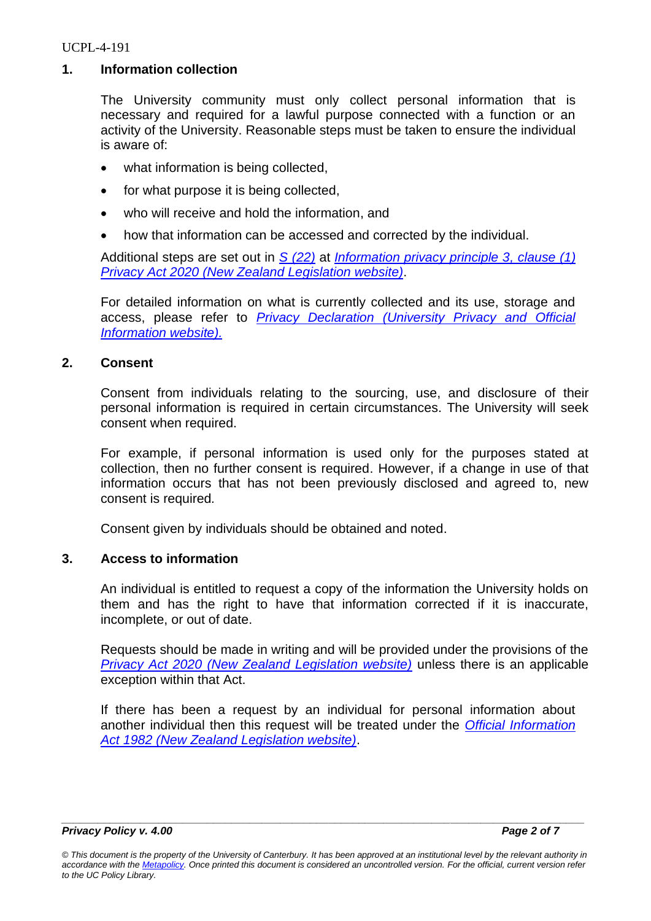## 1. Information collection

The University community must only collect personal information that is necessary and required for a lawful purpose connected with a function or an activity of the University. Reasonable steps must be taken to ensure the individual is aware of:

- what information is being collected,
- for what purpose it is being collected,
- who will receive and hold the information, and
- how that information can be accessed and corrected by the individual.

Additional steps are set out in *S (22)* at *Information privacy principle 3, clause (1) Privacy Act 2020 (New Zealand Legislation website)*.

For detailed information on what is currently collected and its use, storage and access, please refer to *Privacy Declaration (University Privacy and Official Information website).*

## 2. Consent

Consent from individuals relating to the sourcing, use, and disclosure of their personal information is required in certain circumstances. The University will seek consent when required.

For example, if personal information is used only for the purposes stated at collection, then no further consent is required. However, if a change in use of that information occurs that has not been previously disclosed and agreed to, new consent is required.

Consent given by individuals should be obtained and noted.

## 3. Access to information

An individual is entitled to request a copy of the information the University holds on them and has the right to have that information corrected if it is inaccurate, incomplete, or out of date.

Requests should be made in writing and will be provided under the provisions of the *Privacy Act 2020 (New Zealand Legislation website)* unless there is an applicable exception within that Act.

If there has been a request by an individual for personal information about another individual then this request will be treated under the *Official Information Act 1982 (New Zealand Legislation website)*.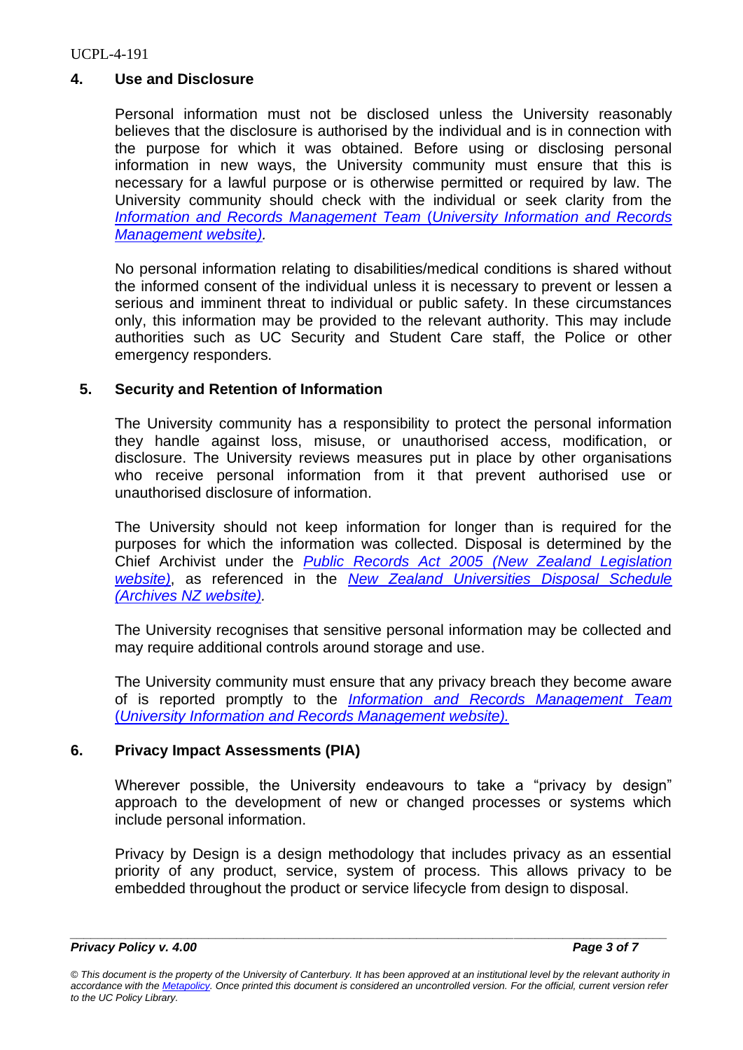## 4. Use and Disclosure

Personal information must not be disclosed unless the University reasonably believes that the disclosure is authorised by the individual and is in connection with the purpose for which it was obtained. Before using or disclosing personal information in new ways, the University community must ensure that this is necessary for a lawful purpose or is otherwise permitted or required by law. The University community should check with the individual or seek clarity from the *Information and Records Management Team (University Information and Records Management website).*

No personal information relating to disabilities/medical conditions is shared without the informed consent of the individual unless it is necessary to prevent or lessen a serious and imminent threat to individual or public safety. In these circumstances only, this information may be provided to the relevant authority. This may include authorities such as UC Security and Student Care staff, the Police or other emergency responders.

## 5. Security and Retention of Information

The University community has a responsibility to protect the personal information they handle against loss, misuse, or unauthorised access, modification, or disclosure. The University reviews measures put in place by other organisations who receive personal information from it that prevent authorised use or unauthorised disclosure of information.

The University should not keep information for longer than is required for the purposes for which the information was collected. Disposal is determined by the Chief Archivist under the *Public Records Act 2005 (New Zealand Legislation website)*, as referenced in the *New Zealand Universities Disposal Schedule (Archives NZ website).*

The University recognises that sensitive personal information may be collected and may require additional controls around storage and use.

The University community must ensure that any privacy breach they become aware of is reported promptly to the *Information and Records Management Team (University Information and Records Management website).*

## 6. Privacy Impact Assessments (PIA)

Wherever possible, the University endeavours to take a "privacy by design" approach to the development of new or changed processes or systems which include personal information.

Privacy by Design is a design methodology that includes privacy as an essential priority of any product, service, system of process. This allows privacy to be embedded throughout the product or service lifecycle from design to disposal.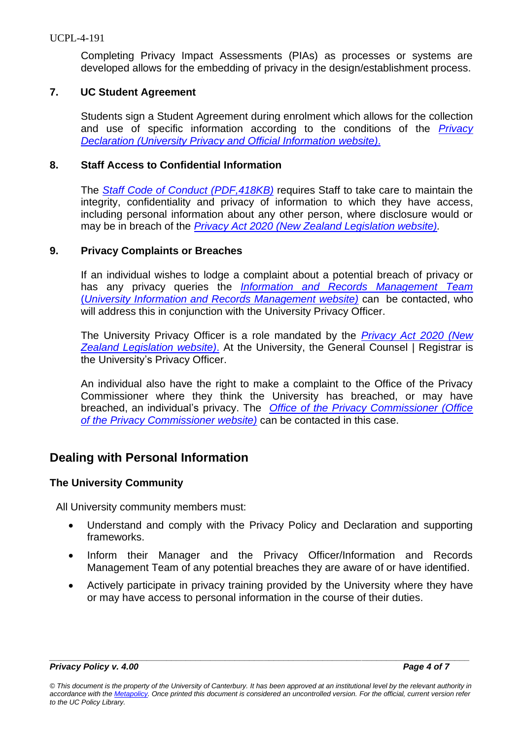Completing Privacy Impact Assessments (PIAs) as processes or systems are developed allows for the embedding of privacy in the design/establishment process.

### 7. UC Student Agreement

Students sign a Student Agreement during enrolment which allows for the collection and use of specific information according to the conditions of the *Privacy Declaration (University Privacy and Official Information website).*

### 8. Staff Access to Confidential Information

The *Staff Code of Conduct (PDF,418KB)* requires Staff to take care to maintain the integrity, confidentiality and privacy of information to which they have access, including personal information about any other person, where disclosure would or may be in breach of the *Privacy Act 2020 (New Zealand Legislation website).*

### 9. Privacy Complaints or Breaches

If an individual wishes to lodge a complaint about a potential breach of privacy or has any privacy queries the *Information and Records Management Team (University Information and Records Management website)* can be contacted, who will address this in conjunction with the University Privacy Officer.

The University Privacy Officer is a role mandated by the *Privacy Act 2020 (New Zealand Legislation website).* At the University, the General Counsel | Registrar is the University's Privacy Officer.

An individual also have the right to make a complaint to the Office of the Privacy Commissioner where they think the University has breached, or may have breached, an individual's privacy. The *Office of the Privacy Commissioner (Office of the Privacy Commissioner website)* can be contacted in this case.

## Dealing with Personal Information

### The University Community

All University community members must:

- Understand and comply with the Privacy Policy and Declaration and supporting frameworks.
- Inform their Manager and the Privacy Officer/Information and Records Management Team of any potential breaches they are aware of or have identified.
- Actively participate in privacy training provided by the University where they have or may have access to personal information in the course of their duties.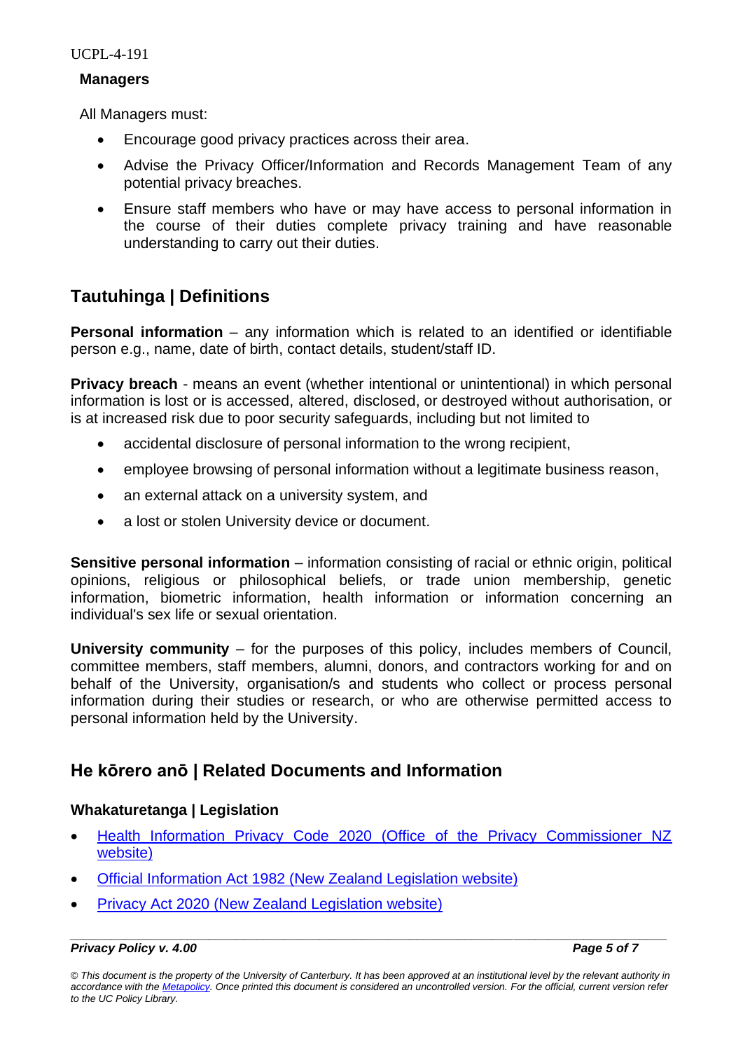### Managers

All Managers must:

- Encourage good privacy practices across their area.
- Advise the Privacy Officer/Information and Records Management Team of any potential privacy breaches.
- Ensure staff members who have or may have access to personal information in the course of their duties complete privacy training and have reasonable understanding to carry out their duties.

## Tautuhinga | Definitions

**Personal information** – any information which is related to an identified or identifiable person e.g., name, date of birth, contact details, student/staff ID.

**Privacy breach** - means an event (whether intentional or unintentional) in which personal information is lost or is accessed, altered, disclosed, or destroyed without authorisation, or is at increased risk due to poor security safeguards, including but not limited to

- accidental disclosure of personal information to the wrong recipient,
- employee browsing of personal information without a legitimate business reason,
- an external attack on a university system, and
- a lost or stolen University device or document.

**Sensitive personal information** – information consisting of racial or ethnic origin, political opinions, religious or philosophical beliefs, or trade union membership, genetic information, biometric information, health information or information concerning an individual's sex life or sexual orientation.

**University community** – for the purposes of this policy, includes members of Council, committee members, staff members, alumni, donors, and contractors working for and on behalf of the University, organisation/s and students who collect or process personal information during their studies or research, or who are otherwise permitted access to personal information held by the University.

## He kōrero anō | Related Documents and Information

### Whakaturetanga | Legislation

- Health Information Privacy Code 2020 (Office of the Privacy Commissioner NZ website)
- Official Information Act 1982 (New Zealand Legislation website)
- Privacy Act 2020 (New Zealand Legislation website)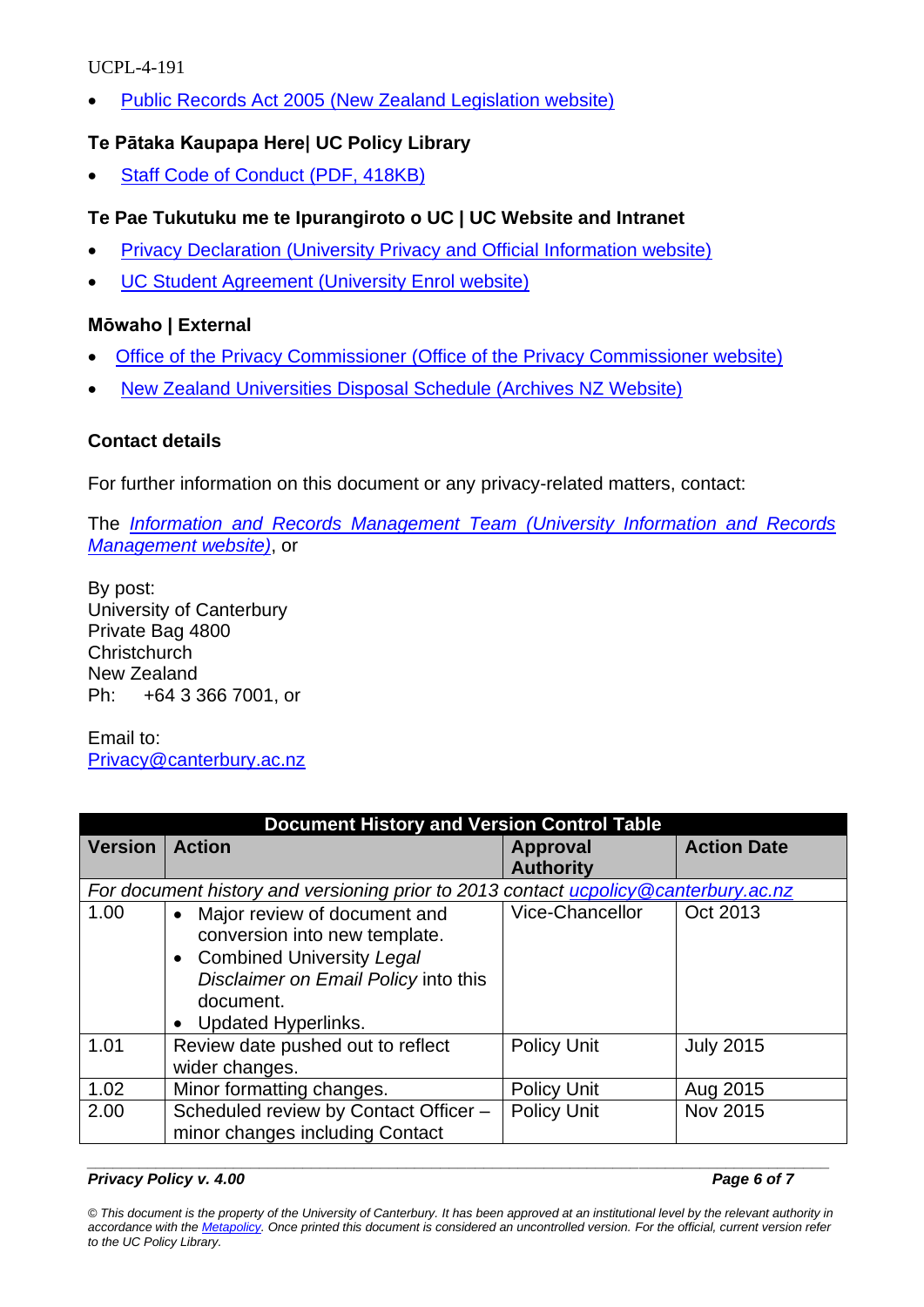- Public Records Act 2005 (New Zealand Legislation website)

### Te Pātaka Kaupapa Here| UC Policy Library

- Staff Code of Conduct (PDF, 418KB)

### Te Pae Tukutuku me te Ipurangiroto o UC | UC Website and Intranet

- Privacy Declaration (University Privacy and Official Information website)
- UC Student Agreement (University Enrol website)

### Mōwaho | External

- Office of the Privacy Commissioner (Office of the Privacy Commissioner website)
- New Zealand Universities Disposal Schedule (Archives NZ Website)

### Contact details

For further information on this document or any privacy-related matters, contact:

The *Information and Records Management Team (University Information and Records Management website)*, or

By post:
University of Canterbury
Private Bag 4800
Christchurch
New Zealand
Ph: +64 3 366 7001, or

Email to:
Privacy@canterbury.ac.nz

| Document History and Version Control Table | | | |
|---|---|---|---|
| **Version** | **Action** | **Approval Authority** | **Action Date** |
| *For document history and versioning prior to 2013 contact ucpolicy@canterbury.ac.nz* | | | |
| 1.00 | • Major review of document and conversion into new template. • Combined University *Legal Disclaimer on Email Policy* into this document. • Updated Hyperlinks. | Vice-Chancellor | Oct 2013 |
| 1.01 | Review date pushed out to reflect wider changes. | Policy Unit | July 2015 |
| 1.02 | Minor formatting changes. | Policy Unit | Aug 2015 |
| 2.00 | Scheduled review by Contact Officer – minor changes including Contact | Policy Unit | Nov 2015 |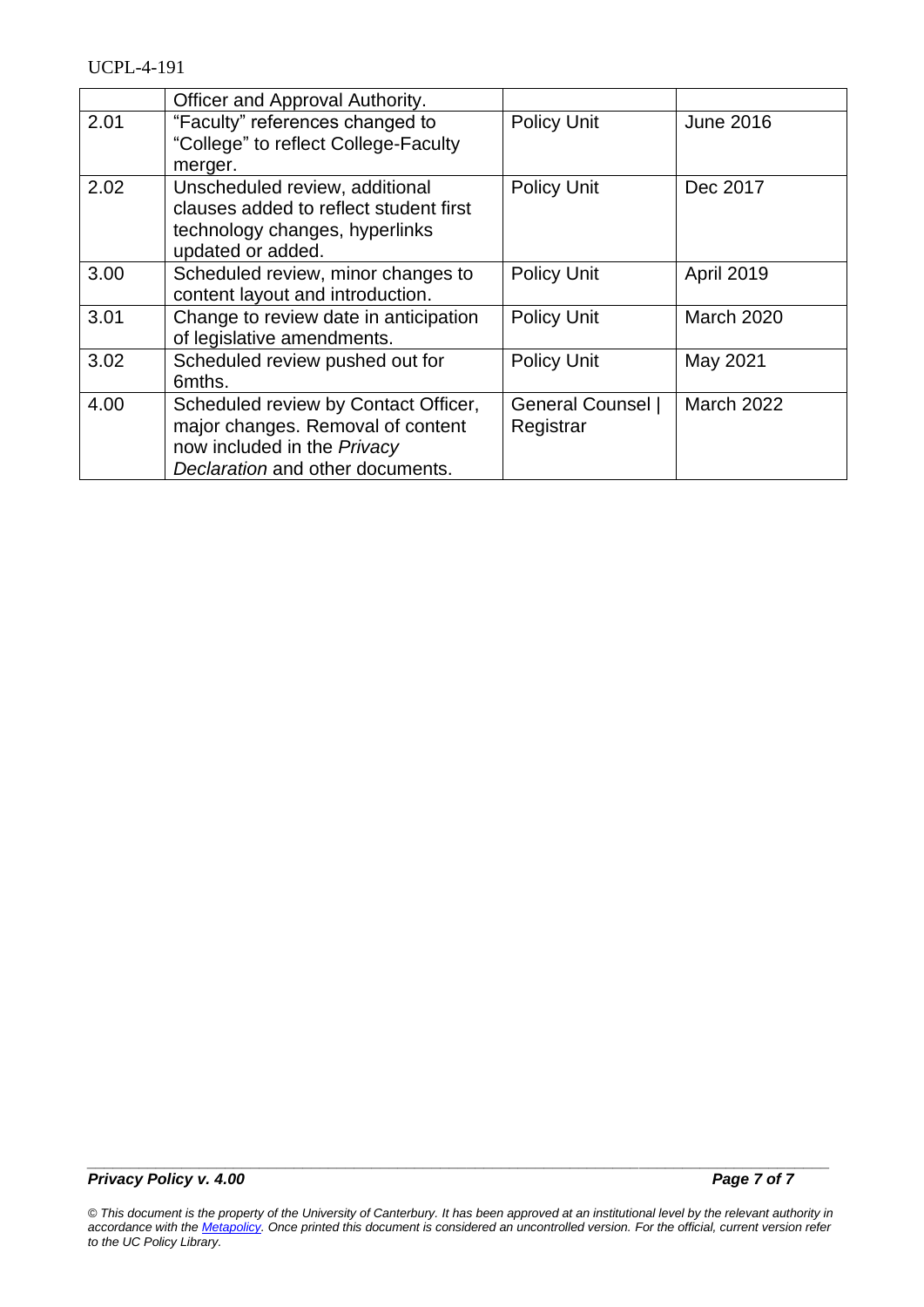| | | | |
|---|---|---|---|
| | Officer and Approval Authority. | | |
| 2.01 | "Faculty" references changed to "College" to reflect College-Faculty merger. | Policy Unit | June 2016 |
| 2.02 | Unscheduled review, additional clauses added to reflect student first technology changes, hyperlinks updated or added. | Policy Unit | Dec 2017 |
| 3.00 | Scheduled review, minor changes to content layout and introduction. | Policy Unit | April 2019 |
| 3.01 | Change to review date in anticipation of legislative amendments. | Policy Unit | March 2020 |
| 3.02 | Scheduled review pushed out for 6mths. | Policy Unit | May 2021 |
| 4.00 | Scheduled review by Contact Officer, major changes. Removal of content now included in the *Privacy Declaration* and other documents. | General Counsel \| Registrar | March 2022 |

*© This document is the property of the University of Canterbury. It has been approved at an institutional level by the relevant authority in accordance with the Metapolicy. Once printed this document is considered an uncontrolled version. For the official, current version refer to the UC Policy Library.*